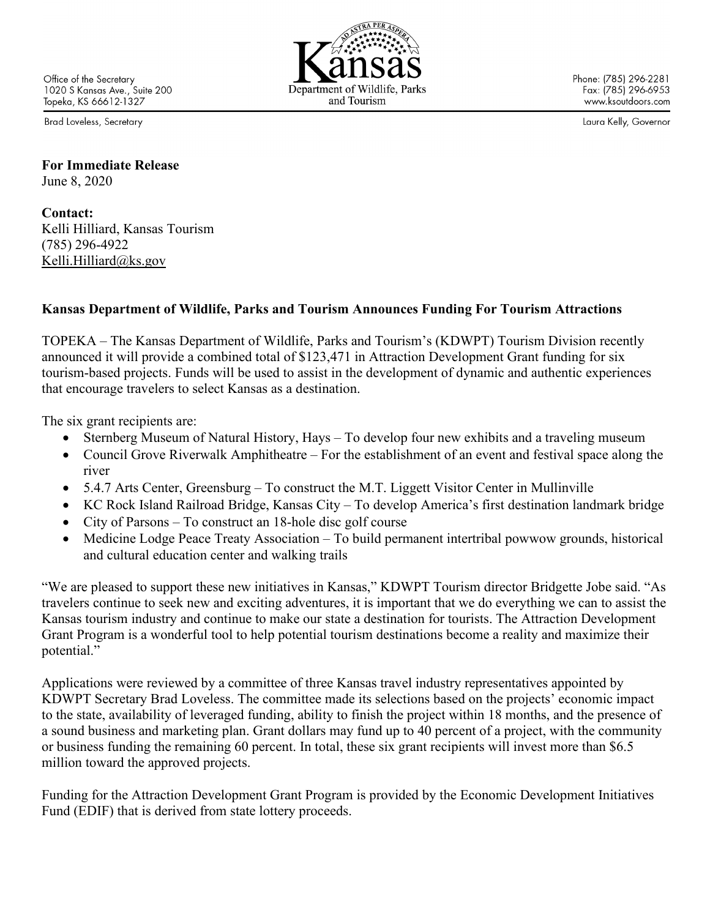Office of the Secretary
1020 S Kansas Ave., Suite 200
Topeka, KS 66612-1327

Kansas Department of Wildlife, Parks and Tourism

Phone: (785) 296-2281
Fax: (785) 296-6953
www.ksoutdoors.com

Brad Loveless, Secretary

Laura Kelly, Governor

**For Immediate Release**
June 8, 2020

**Contact:**
Kelli Hilliard, Kansas Tourism
(785) 296-4922
Kelli.Hilliard@ks.gov

**Kansas Department of Wildlife, Parks and Tourism Announces Funding For Tourism Attractions**

TOPEKA – The Kansas Department of Wildlife, Parks and Tourism's (KDWPT) Tourism Division recently announced it will provide a combined total of $123,471 in Attraction Development Grant funding for six tourism-based projects. Funds will be used to assist in the development of dynamic and authentic experiences that encourage travelers to select Kansas as a destination.

The six grant recipients are:

- Sternberg Museum of Natural History, Hays – To develop four new exhibits and a traveling museum
- Council Grove Riverwalk Amphitheatre – For the establishment of an event and festival space along the river
- 5.4.7 Arts Center, Greensburg – To construct the M.T. Liggett Visitor Center in Mullinville
- KC Rock Island Railroad Bridge, Kansas City – To develop America's first destination landmark bridge
- City of Parsons – To construct an 18-hole disc golf course
- Medicine Lodge Peace Treaty Association – To build permanent intertribal powwow grounds, historical and cultural education center and walking trails

"We are pleased to support these new initiatives in Kansas," KDWPT Tourism director Bridgette Jobe said. "As travelers continue to seek new and exciting adventures, it is important that we do everything we can to assist the Kansas tourism industry and continue to make our state a destination for tourists. The Attraction Development Grant Program is a wonderful tool to help potential tourism destinations become a reality and maximize their potential."

Applications were reviewed by a committee of three Kansas travel industry representatives appointed by KDWPT Secretary Brad Loveless. The committee made its selections based on the projects' economic impact to the state, availability of leveraged funding, ability to finish the project within 18 months, and the presence of a sound business and marketing plan. Grant dollars may fund up to 40 percent of a project, with the community or business funding the remaining 60 percent. In total, these six grant recipients will invest more than $6.5 million toward the approved projects.

Funding for the Attraction Development Grant Program is provided by the Economic Development Initiatives Fund (EDIF) that is derived from state lottery proceeds.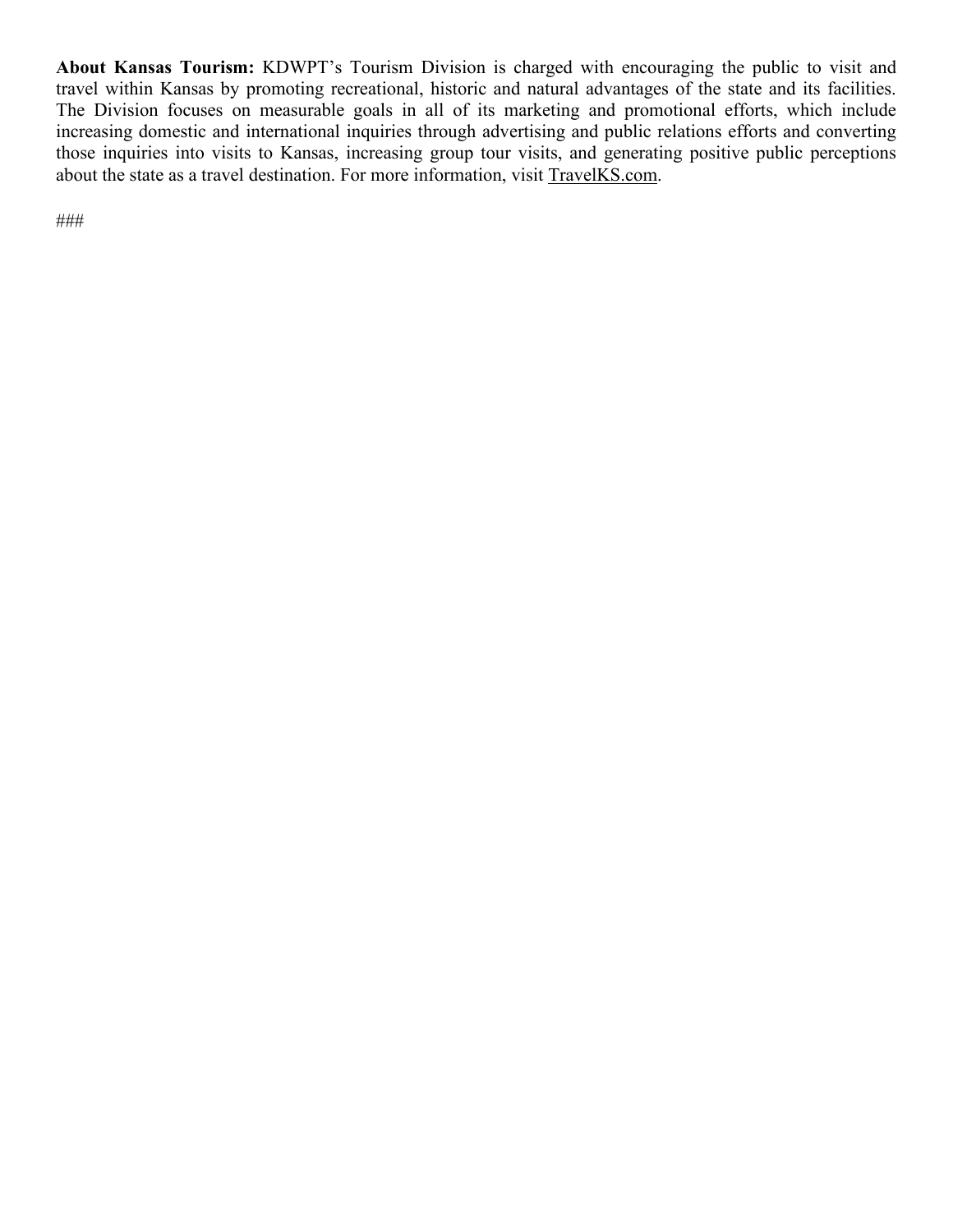**About Kansas Tourism:** KDWPT's Tourism Division is charged with encouraging the public to visit and travel within Kansas by promoting recreational, historic and natural advantages of the state and its facilities. The Division focuses on measurable goals in all of its marketing and promotional efforts, which include increasing domestic and international inquiries through advertising and public relations efforts and converting those inquiries into visits to Kansas, increasing group tour visits, and generating positive public perceptions about the state as a travel destination. For more information, visit TravelKS.com.

###